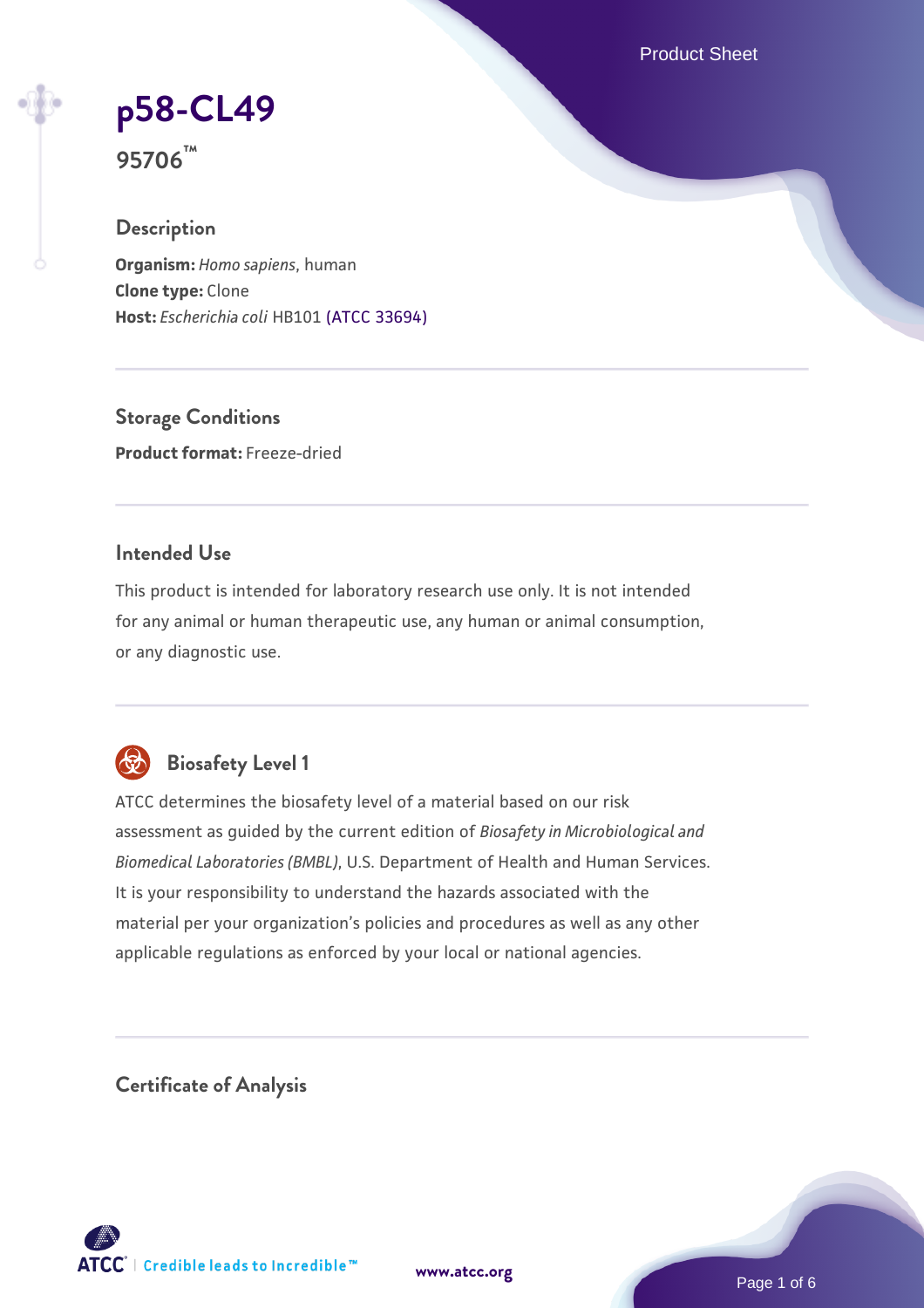# p58-CL49

**95706™**

## Description

**Organism:** *Homo sapiens*, human
**Clone type:** Clone
**Host:** *Escherichia coli* HB101 (ATCC 33694)

## Storage Conditions

**Product format:** Freeze-dried

## Intended Use

This product is intended for laboratory research use only. It is not intended for any animal or human therapeutic use, any human or animal consumption, or any diagnostic use.

## Biosafety Level 1

ATCC determines the biosafety level of a material based on our risk assessment as guided by the current edition of *Biosafety in Microbiological and Biomedical Laboratories (BMBL)*, U.S. Department of Health and Human Services. It is your responsibility to understand the hazards associated with the material per your organization's policies and procedures as well as any other applicable regulations as enforced by your local or national agencies.

## Certificate of Analysis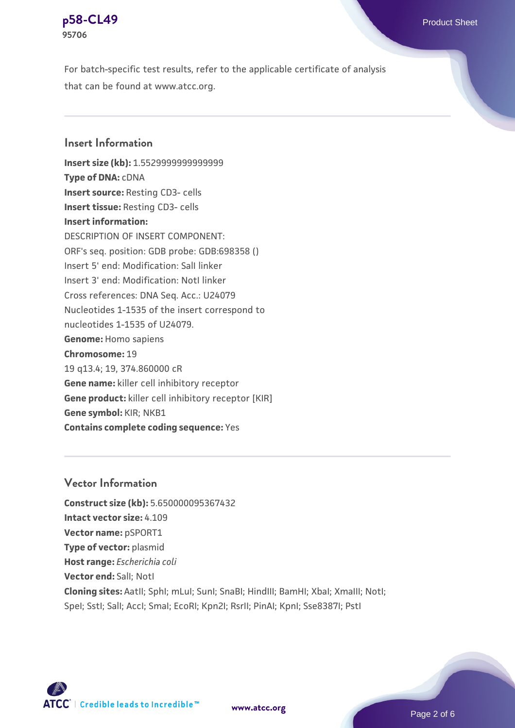For batch-specific test results, refer to the applicable certificate of analysis that can be found at www.atcc.org.

## Insert Information

**Insert size (kb):** 1.5529999999999999
**Type of DNA:** cDNA
**Insert source:** Resting CD3- cells
**Insert tissue:** Resting CD3- cells
**Insert information:**
DESCRIPTION OF INSERT COMPONENT:
ORF's seq. position: GDB probe: GDB:698358 ()
Insert 5' end: Modification: SalI linker
Insert 3' end: Modification: NotI linker
Cross references: DNA Seq. Acc.: U24079
Nucleotides 1-1535 of the insert correspond to nucleotides 1-1535 of U24079.
**Genome:** Homo sapiens
**Chromosome:** 19
19 q13.4; 19, 374.860000 cR
**Gene name:** killer cell inhibitory receptor
**Gene product:** killer cell inhibitory receptor [KIR]
**Gene symbol:** KIR; NKB1
**Contains complete coding sequence:** Yes

## Vector Information

**Construct size (kb):** 5.650000095367432
**Intact vector size:** 4.109
**Vector name:** pSPORT1
**Type of vector:** plasmid
**Host range:** *Escherichia coli*
**Vector end:** SalI; NotI
**Cloning sites:** AatII; SphI; mLuI; SunI; SnaBI; HindIII; BamHI; XbaI; XmaIII; NotI; SpeI; SstI; SalI; AccI; SmaI; EcoRI; Kpn2I; RsrII; PinAI; KpnI; Sse8387I; PstI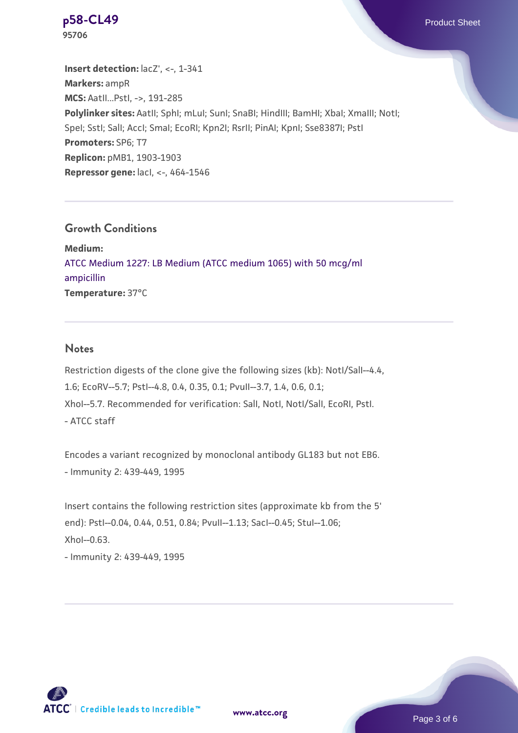**Insert detection:** lacZ', <-, 1-341
**Markers:** ampR
**MCS:** AatII...PstI, ->, 191-285
**Polylinker sites:** AatII; SphI; mLuI; SunI; SnaBI; HindIII; BamHI; XbaI; XmaIII; NotI; SpeI; SstI; SalI; AccI; SmaI; EcoRI; Kpn2I; RsrII; PinAI; KpnI; Sse8387I; PstI
**Promoters:** SP6; T7
**Replicon:** pMB1, 1903-1903
**Repressor gene:** lacI, <-, 464-1546

## Growth Conditions

**Medium:**
ATCC Medium 1227: LB Medium (ATCC medium 1065) with 50 mcg/ml ampicillin
**Temperature:** 37°C

## Notes

Restriction digests of the clone give the following sizes (kb): NotI/SalI--4.4, 1.6; EcoRV--5.7; PstI--4.8, 0.4, 0.35, 0.1; PvuII--3.7, 1.4, 0.6, 0.1; XhoI--5.7. Recommended for verification: SalI, NotI, NotI/SalI, EcoRI, PstI.
- ATCC staff

Encodes a variant recognized by monoclonal antibody GL183 but not EB6.
- Immunity 2: 439-449, 1995

Insert contains the following restriction sites (approximate kb from the 5' end): PstI--0.04, 0.44, 0.51, 0.84; PvuII--1.13; SacI--0.45; StuI--1.06; XhoI--0.63.
- Immunity 2: 439-449, 1995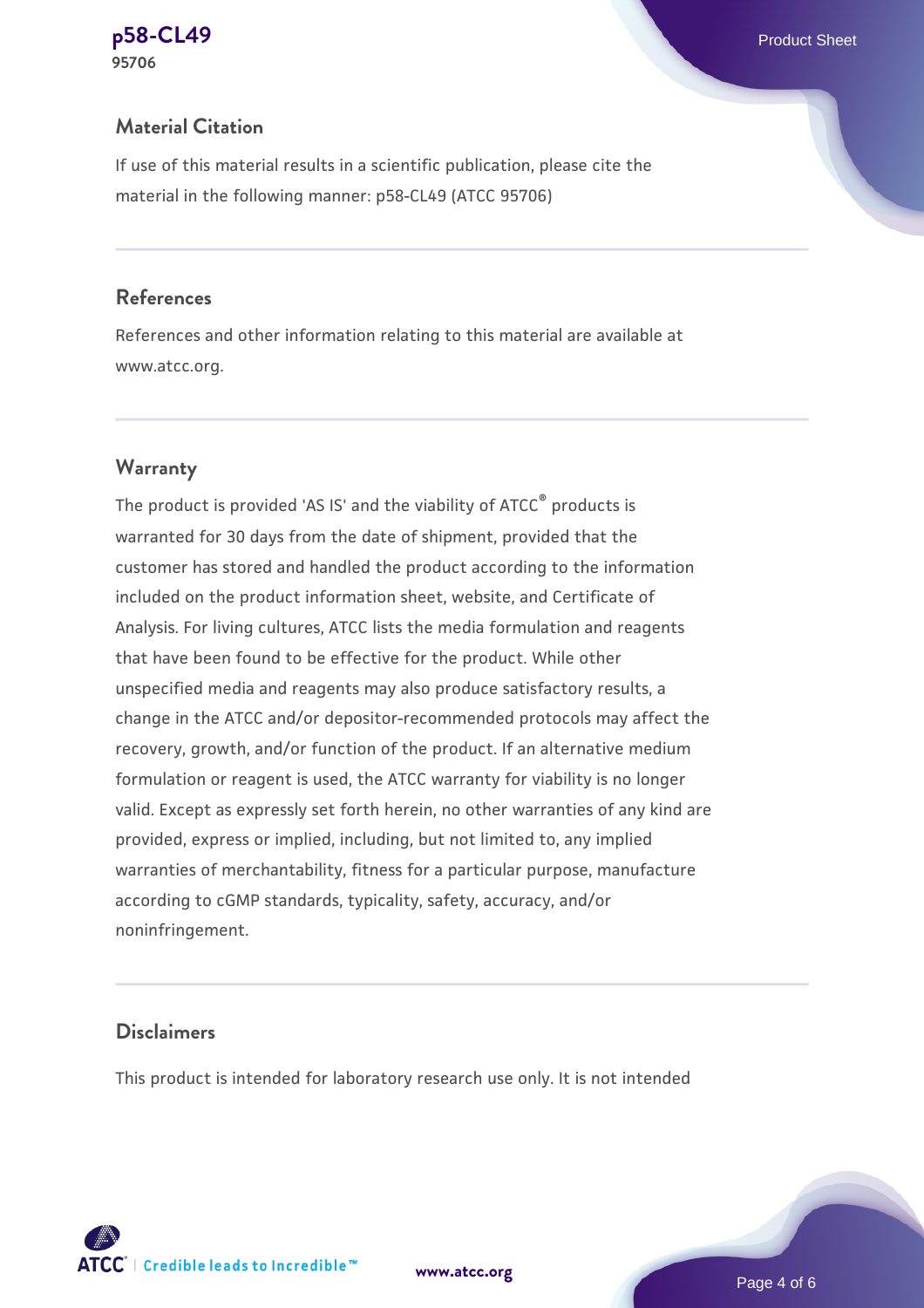## Material Citation

If use of this material results in a scientific publication, please cite the material in the following manner: p58-CL49 (ATCC 95706)

## References

References and other information relating to this material are available at www.atcc.org.

## Warranty

The product is provided 'AS IS' and the viability of ATCC® products is warranted for 30 days from the date of shipment, provided that the customer has stored and handled the product according to the information included on the product information sheet, website, and Certificate of Analysis. For living cultures, ATCC lists the media formulation and reagents that have been found to be effective for the product. While other unspecified media and reagents may also produce satisfactory results, a change in the ATCC and/or depositor-recommended protocols may affect the recovery, growth, and/or function of the product. If an alternative medium formulation or reagent is used, the ATCC warranty for viability is no longer valid. Except as expressly set forth herein, no other warranties of any kind are provided, express or implied, including, but not limited to, any implied warranties of merchantability, fitness for a particular purpose, manufacture according to cGMP standards, typicality, safety, accuracy, and/or noninfringement.

## Disclaimers

This product is intended for laboratory research use only. It is not intended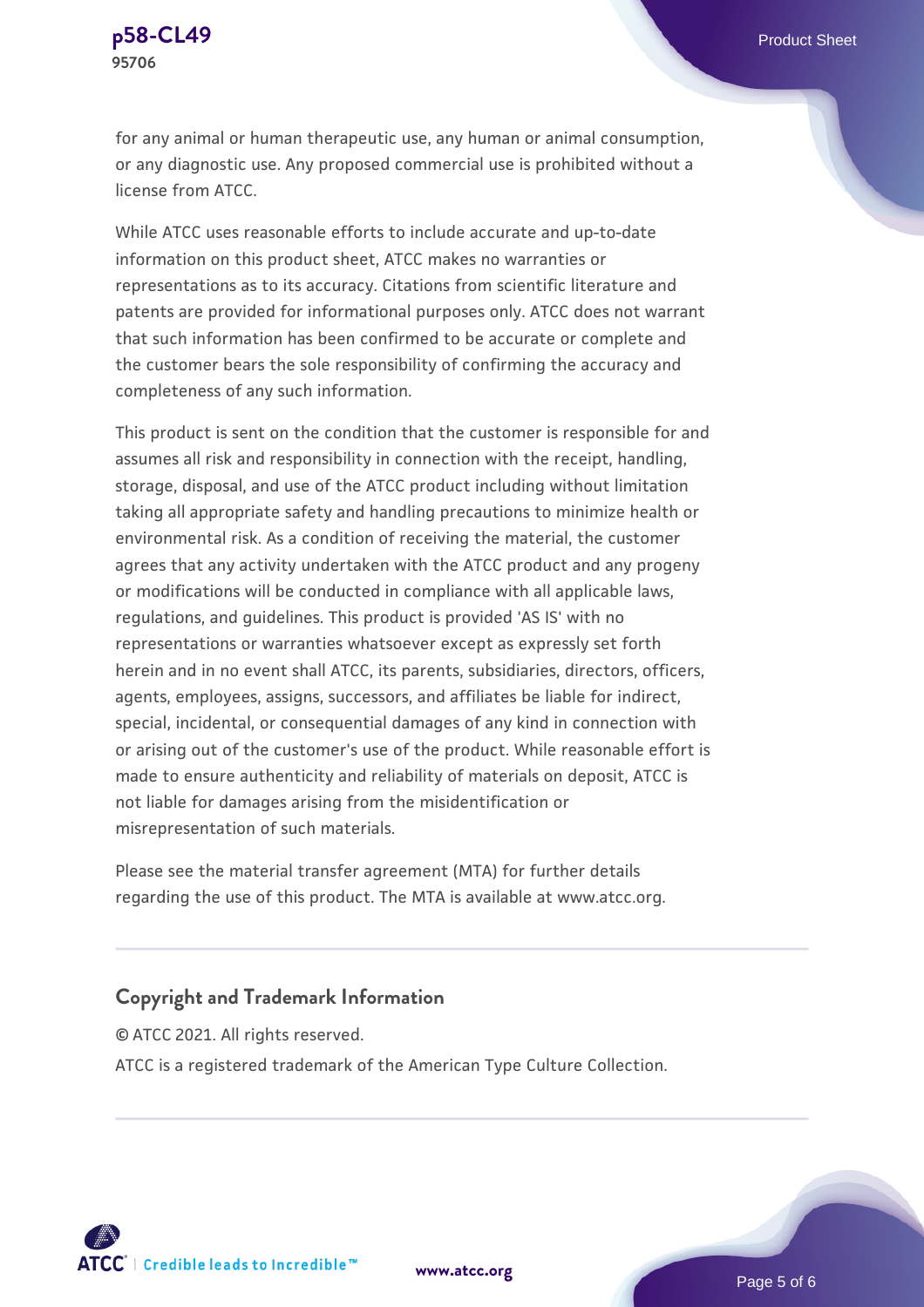for any animal or human therapeutic use, any human or animal consumption, or any diagnostic use. Any proposed commercial use is prohibited without a license from ATCC.

While ATCC uses reasonable efforts to include accurate and up-to-date information on this product sheet, ATCC makes no warranties or representations as to its accuracy. Citations from scientific literature and patents are provided for informational purposes only. ATCC does not warrant that such information has been confirmed to be accurate or complete and the customer bears the sole responsibility of confirming the accuracy and completeness of any such information.

This product is sent on the condition that the customer is responsible for and assumes all risk and responsibility in connection with the receipt, handling, storage, disposal, and use of the ATCC product including without limitation taking all appropriate safety and handling precautions to minimize health or environmental risk. As a condition of receiving the material, the customer agrees that any activity undertaken with the ATCC product and any progeny or modifications will be conducted in compliance with all applicable laws, regulations, and guidelines. This product is provided 'AS IS' with no representations or warranties whatsoever except as expressly set forth herein and in no event shall ATCC, its parents, subsidiaries, directors, officers, agents, employees, assigns, successors, and affiliates be liable for indirect, special, incidental, or consequential damages of any kind in connection with or arising out of the customer's use of the product. While reasonable effort is made to ensure authenticity and reliability of materials on deposit, ATCC is not liable for damages arising from the misidentification or misrepresentation of such materials.

Please see the material transfer agreement (MTA) for further details regarding the use of this product. The MTA is available at www.atcc.org.

## Copyright and Trademark Information

© ATCC 2021. All rights reserved.

ATCC is a registered trademark of the American Type Culture Collection.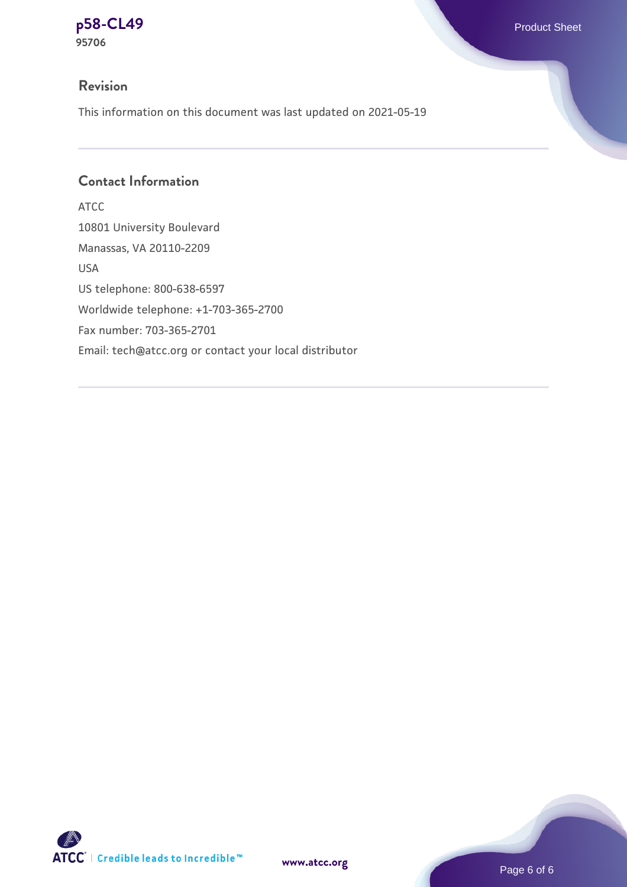## Revision

This information on this document was last updated on 2021-05-19

## Contact Information

ATCC
10801 University Boulevard
Manassas, VA 20110-2209
USA
US telephone: 800-638-6597
Worldwide telephone: +1-703-365-2700
Fax number: 703-365-2701
Email: tech@atcc.org or contact your local distributor